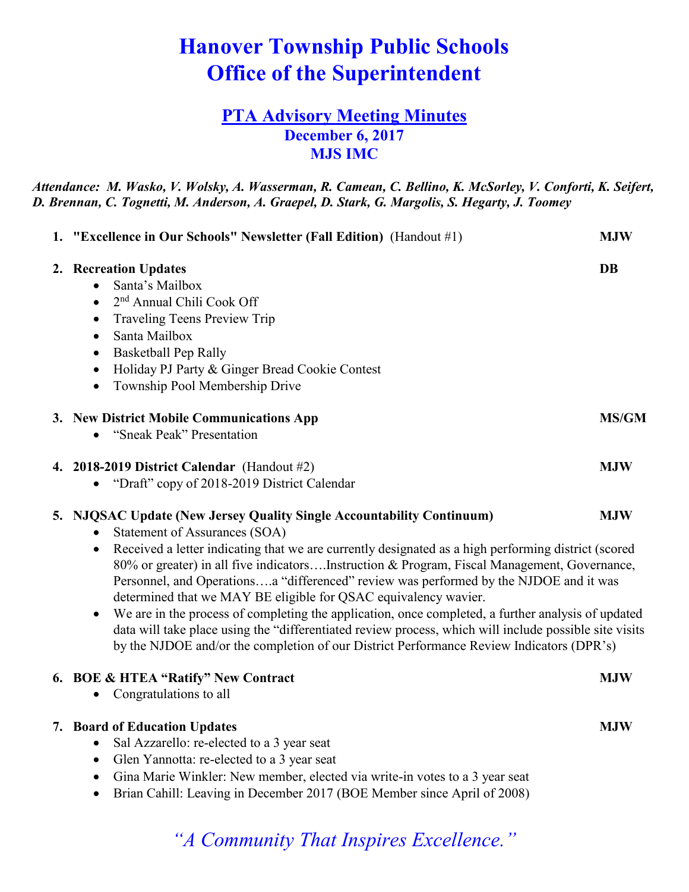# Hanover Township Public Schools
# Office of the Superintendent

## PTA Advisory Meeting Minutes
### December 6, 2017
### MJS IMC

***Attendance:** M. Wasko, V. Wolsky, A. Wasserman, R. Camean, C. Bellino, K. McSorley, V. Conforti, K. Seifert, D. Brennan, C. Tognetti, M. Anderson, A. Graepel, D. Stark, G. Margolis, S. Hegarty, J. Toomey*

1. **"Excellence in Our Schools" Newsletter (Fall Edition)** (Handout #1) **MJW**

2. **Recreation Updates** **DB**
   - Santa's Mailbox
   - 2nd Annual Chili Cook Off
   - Traveling Teens Preview Trip
   - Santa Mailbox
   - Basketball Pep Rally
   - Holiday PJ Party & Ginger Bread Cookie Contest
   - Township Pool Membership Drive

3. **New District Mobile Communications App** **MS/GM**
   - "Sneak Peak" Presentation

4. **2018-2019 District Calendar** (Handout #2) **MJW**
   - "Draft" copy of 2018-2019 District Calendar

5. **NJQSAC Update (New Jersey Quality Single Accountability Continuum)** **MJW**
   - Statement of Assurances (SOA)
   - Received a letter indicating that we are currently designated as a high performing district (scored 80% or greater) in all five indicators….Instruction & Program, Fiscal Management, Governance, Personnel, and Operations….a "differenced" review was performed by the NJDOE and it was determined that we MAY BE eligible for QSAC equivalency wavier.
   - We are in the process of completing the application, once completed, a further analysis of updated data will take place using the "differentiated review process, which will include possible site visits by the NJDOE and/or the completion of our District Performance Review Indicators (DPR's)

6. **BOE & HTEA "Ratify" New Contract** **MJW**
   - Congratulations to all

7. **Board of Education Updates** **MJW**
   - Sal Azzarello: re-elected to a 3 year seat
   - Glen Yannotta: re-elected to a 3 year seat
   - Gina Marie Winkler: New member, elected via write-in votes to a 3 year seat
   - Brian Cahill: Leaving in December 2017 (BOE Member since April of 2008)

*"A Community That Inspires Excellence."*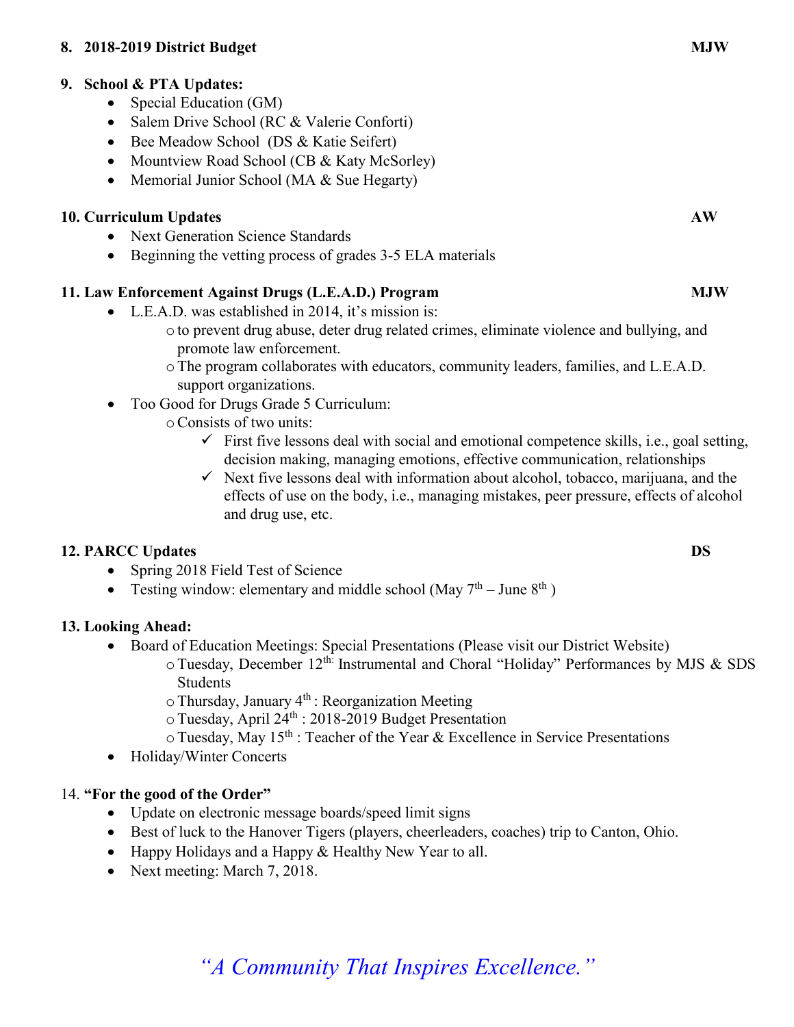**8. 2018-2019 District Budget** **MJW**

**9. School & PTA Updates:**

- Special Education (GM)
- Salem Drive School (RC & Valerie Conforti)
- Bee Meadow School (DS & Katie Seifert)
- Mountview Road School (CB & Katy McSorley)
- Memorial Junior School (MA & Sue Hegarty)

**10. Curriculum Updates** **AW**

- Next Generation Science Standards
- Beginning the vetting process of grades 3-5 ELA materials

**11. Law Enforcement Against Drugs (L.E.A.D.) Program** **MJW**

- L.E.A.D. was established in 2014, it's mission is:
  - to prevent drug abuse, deter drug related crimes, eliminate violence and bullying, and promote law enforcement.
  - The program collaborates with educators, community leaders, families, and L.E.A.D. support organizations.
- Too Good for Drugs Grade 5 Curriculum:
  - Consists of two units:
    - ✓ First five lessons deal with social and emotional competence skills, i.e., goal setting, decision making, managing emotions, effective communication, relationships
    - ✓ Next five lessons deal with information about alcohol, tobacco, marijuana, and the effects of use on the body, i.e., managing mistakes, peer pressure, effects of alcohol and drug use, etc.

**12. PARCC Updates** **DS**

- Spring 2018 Field Test of Science
- Testing window: elementary and middle school (May 7th – June 8th )

**13. Looking Ahead:**

- Board of Education Meetings: Special Presentations (Please visit our District Website)
  - Tuesday, December 12th: Instrumental and Choral "Holiday" Performances by MJS & SDS Students
  - Thursday, January 4th : Reorganization Meeting
  - Tuesday, April 24th : 2018-2019 Budget Presentation
  - Tuesday, May 15th : Teacher of the Year & Excellence in Service Presentations
- Holiday/Winter Concerts

14. **"For the good of the Order"**

- Update on electronic message boards/speed limit signs
- Best of luck to the Hanover Tigers (players, cheerleaders, coaches) trip to Canton, Ohio.
- Happy Holidays and a Happy & Healthy New Year to all.
- Next meeting: March 7, 2018.

*"A Community That Inspires Excellence."*